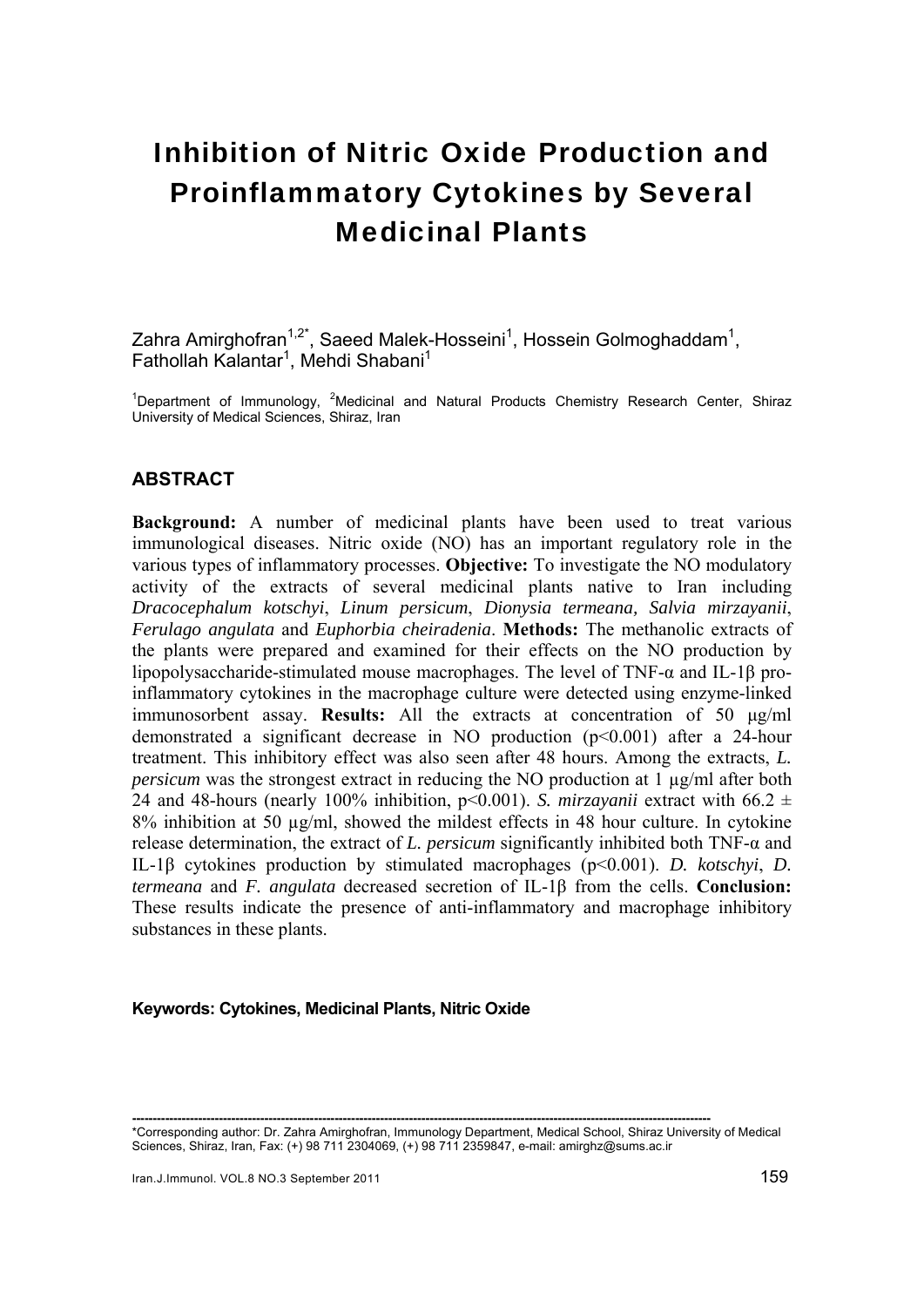# Inhibition of Nitric Oxide Production and Proinflammatory Cytokines by Several Medicinal Plants

Zahra Amirghofran[1,2*], Saeed Malek-Hosseini[1], Hossein Golmoghaddam[1], Fathollah Kalantar[1], Mehdi Shabani[1]

[1]Department of Immunology, [2]Medicinal and Natural Products Chemistry Research Center, Shiraz University of Medical Sciences, Shiraz, Iran

## ABSTRACT

**Background:** A number of medicinal plants have been used to treat various immunological diseases. Nitric oxide (NO) has an important regulatory role in the various types of inflammatory processes. **Objective:** To investigate the NO modulatory activity of the extracts of several medicinal plants native to Iran including *Dracocephalum kotschyi*, *Linum persicum*, *Dionysia termeana, Salvia mirzayanii*, *Ferulago angulata* and *Euphorbia cheiradenia*. **Methods:** The methanolic extracts of the plants were prepared and examined for their effects on the NO production by lipopolysaccharide-stimulated mouse macrophages. The level of TNF-α and IL-1β pro-inflammatory cytokines in the macrophage culture were detected using enzyme-linked immunosorbent assay. **Results:** All the extracts at concentration of 50 µg/ml demonstrated a significant decrease in NO production ($p<0.001$) after a 24-hour treatment. This inhibitory effect was also seen after 48 hours. Among the extracts, *L. persicum* was the strongest extract in reducing the NO production at 1 µg/ml after both 24 and 48-hours (nearly 100% inhibition, $p<0.001$). *S. mirzayanii* extract with $66.2 \pm 8\%$ inhibition at 50 µg/ml, showed the mildest effects in 48 hour culture. In cytokine release determination, the extract of *L. persicum* significantly inhibited both TNF-α and IL-1β cytokines production by stimulated macrophages ($p<0.001$). *D. kotschyi*, *D. termeana* and *F. angulata* decreased secretion of IL-1β from the cells. **Conclusion:** These results indicate the presence of anti-inflammatory and macrophage inhibitory substances in these plants.

**Keywords: Cytokines, Medicinal Plants, Nitric Oxide**

---

*Corresponding author: Dr. Zahra Amirghofran, Immunology Department, Medical School, Shiraz University of Medical Sciences, Shiraz, Iran, Fax: (+) 98 711 2304069, (+) 98 711 2359847, e-mail: amirghz@sums.ac.ir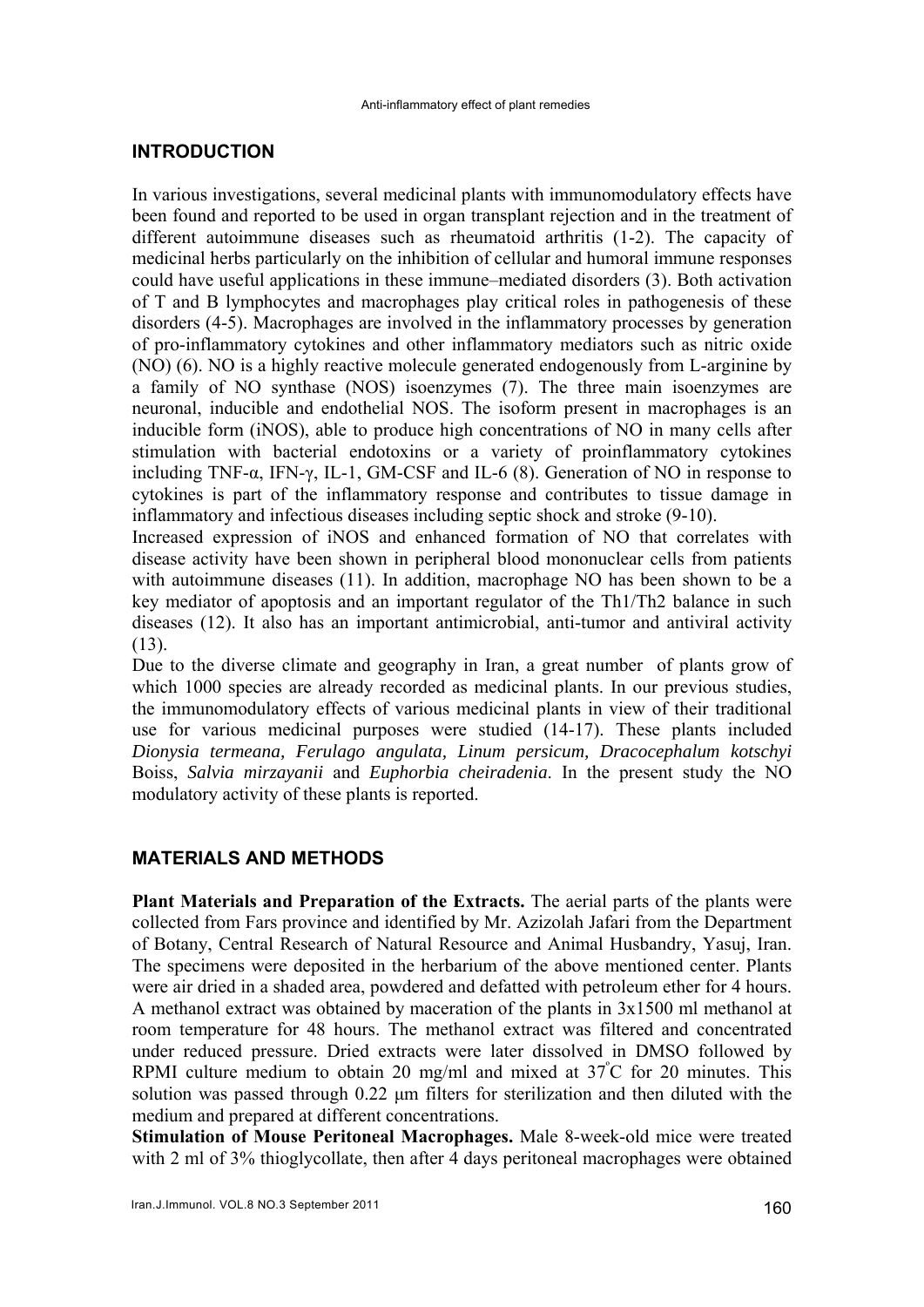## INTRODUCTION

In various investigations, several medicinal plants with immunomodulatory effects have been found and reported to be used in organ transplant rejection and in the treatment of different autoimmune diseases such as rheumatoid arthritis (1-2). The capacity of medicinal herbs particularly on the inhibition of cellular and humoral immune responses could have useful applications in these immune–mediated disorders (3). Both activation of T and B lymphocytes and macrophages play critical roles in pathogenesis of these disorders (4-5). Macrophages are involved in the inflammatory processes by generation of pro-inflammatory cytokines and other inflammatory mediators such as nitric oxide (NO) (6). NO is a highly reactive molecule generated endogenously from L-arginine by a family of NO synthase (NOS) isoenzymes (7). The three main isoenzymes are neuronal, inducible and endothelial NOS. The isoform present in macrophages is an inducible form (iNOS), able to produce high concentrations of NO in many cells after stimulation with bacterial endotoxins or a variety of proinflammatory cytokines including TNF-α, IFN-γ, IL-1, GM-CSF and IL-6 (8). Generation of NO in response to cytokines is part of the inflammatory response and contributes to tissue damage in inflammatory and infectious diseases including septic shock and stroke (9-10).

Increased expression of iNOS and enhanced formation of NO that correlates with disease activity have been shown in peripheral blood mononuclear cells from patients with autoimmune diseases (11). In addition, macrophage NO has been shown to be a key mediator of apoptosis and an important regulator of the Th1/Th2 balance in such diseases (12). It also has an important antimicrobial, anti-tumor and antiviral activity (13).

Due to the diverse climate and geography in Iran, a great number of plants grow of which 1000 species are already recorded as medicinal plants. In our previous studies, the immunomodulatory effects of various medicinal plants in view of their traditional use for various medicinal purposes were studied (14-17). These plants included *Dionysia termeana, Ferulago angulata, Linum persicum, Dracocephalum kotschyi* Boiss, *Salvia mirzayanii* and *Euphorbia cheiradenia*. In the present study the NO modulatory activity of these plants is reported.

## MATERIALS AND METHODS

**Plant Materials and Preparation of the Extracts.** The aerial parts of the plants were collected from Fars province and identified by Mr. Azizolah Jafari from the Department of Botany, Central Research of Natural Resource and Animal Husbandry, Yasuj, Iran. The specimens were deposited in the herbarium of the above mentioned center. Plants were air dried in a shaded area, powdered and defatted with petroleum ether for 4 hours. A methanol extract was obtained by maceration of the plants in 3x1500 ml methanol at room temperature for 48 hours. The methanol extract was filtered and concentrated under reduced pressure. Dried extracts were later dissolved in DMSO followed by RPMI culture medium to obtain 20 mg/ml and mixed at 37°C for 20 minutes. This solution was passed through 0.22 μm filters for sterilization and then diluted with the medium and prepared at different concentrations.

**Stimulation of Mouse Peritoneal Macrophages.** Male 8-week-old mice were treated with 2 ml of 3% thioglycollate, then after 4 days peritoneal macrophages were obtained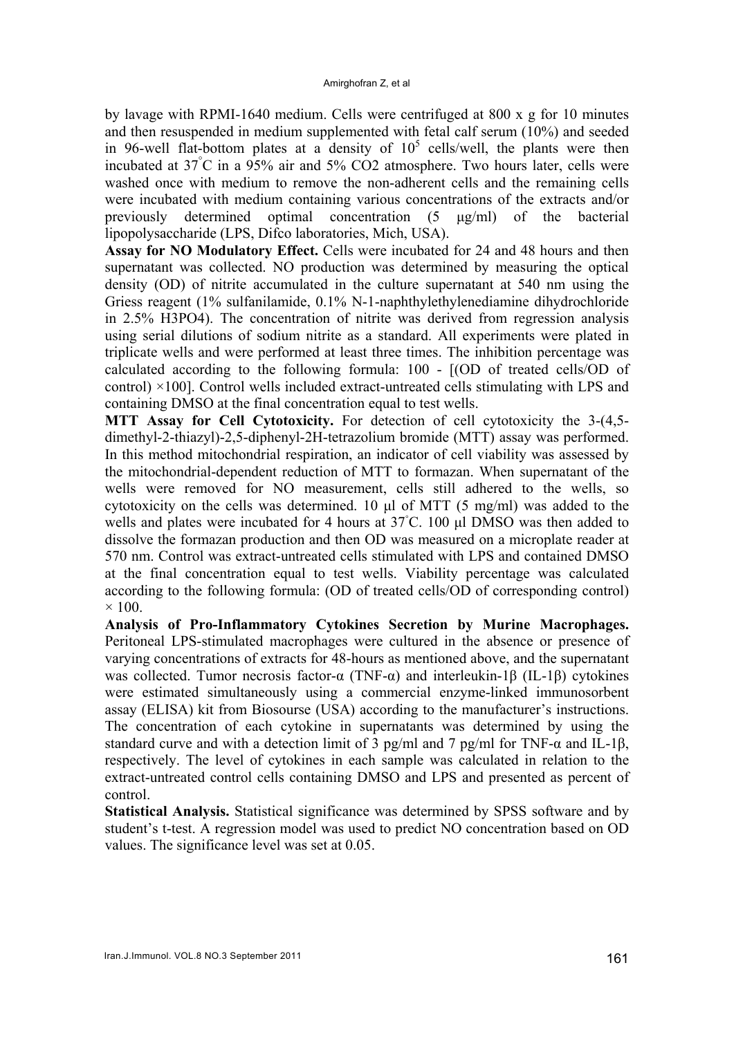by lavage with RPMI-1640 medium. Cells were centrifuged at 800 x g for 10 minutes and then resuspended in medium supplemented with fetal calf serum (10%) and seeded in 96-well flat-bottom plates at a density of $10^5$ cells/well, the plants were then incubated at 37°C in a 95% air and 5% CO2 atmosphere. Two hours later, cells were washed once with medium to remove the non-adherent cells and the remaining cells were incubated with medium containing various concentrations of the extracts and/or previously determined optimal concentration (5 µg/ml) of the bacterial lipopolysaccharide (LPS, Difco laboratories, Mich, USA).

**Assay for NO Modulatory Effect.** Cells were incubated for 24 and 48 hours and then supernatant was collected. NO production was determined by measuring the optical density (OD) of nitrite accumulated in the culture supernatant at 540 nm using the Griess reagent (1% sulfanilamide, 0.1% N-1-naphthylethylenediamine dihydrochloride in 2.5% H3PO4). The concentration of nitrite was derived from regression analysis using serial dilutions of sodium nitrite as a standard. All experiments were plated in triplicate wells and were performed at least three times. The inhibition percentage was calculated according to the following formula: 100 - [(OD of treated cells/OD of control) ×100]. Control wells included extract-untreated cells stimulating with LPS and containing DMSO at the final concentration equal to test wells.

**MTT Assay for Cell Cytotoxicity.** For detection of cell cytotoxicity the 3-(4,5-dimethyl-2-thiazyl)-2,5-diphenyl-2H-tetrazolium bromide (MTT) assay was performed. In this method mitochondrial respiration, an indicator of cell viability was assessed by the mitochondrial-dependent reduction of MTT to formazan. When supernatant of the wells were removed for NO measurement, cells still adhered to the wells, so cytotoxicity on the cells was determined. 10 µl of MTT (5 mg/ml) was added to the wells and plates were incubated for 4 hours at 37°C. 100 µl DMSO was then added to dissolve the formazan production and then OD was measured on a microplate reader at 570 nm. Control was extract-untreated cells stimulated with LPS and contained DMSO at the final concentration equal to test wells. Viability percentage was calculated according to the following formula: (OD of treated cells/OD of corresponding control) × 100.

**Analysis of Pro-Inflammatory Cytokines Secretion by Murine Macrophages.** Peritoneal LPS-stimulated macrophages were cultured in the absence or presence of varying concentrations of extracts for 48-hours as mentioned above, and the supernatant was collected. Tumor necrosis factor-α (TNF-α) and interleukin-1β (IL-1β) cytokines were estimated simultaneously using a commercial enzyme-linked immunosorbent assay (ELISA) kit from Biosourse (USA) according to the manufacturer's instructions. The concentration of each cytokine in supernatants was determined by using the standard curve and with a detection limit of 3 pg/ml and 7 pg/ml for TNF-α and IL-1β, respectively. The level of cytokines in each sample was calculated in relation to the extract-untreated control cells containing DMSO and LPS and presented as percent of control.

**Statistical Analysis.** Statistical significance was determined by SPSS software and by student's t-test. A regression model was used to predict NO concentration based on OD values. The significance level was set at 0.05.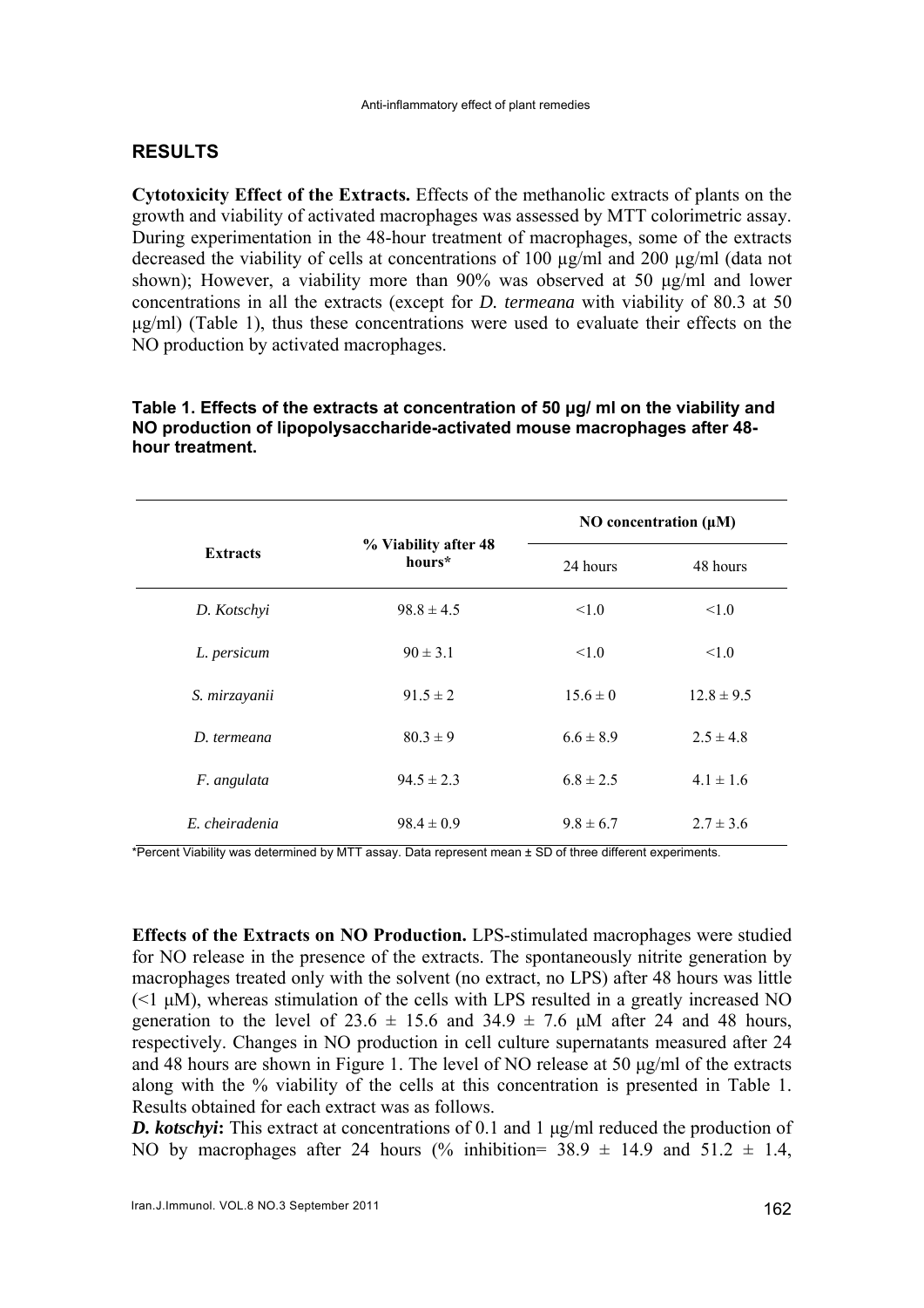## RESULTS

**Cytotoxicity Effect of the Extracts.** Effects of the methanolic extracts of plants on the growth and viability of activated macrophages was assessed by MTT colorimetric assay. During experimentation in the 48-hour treatment of macrophages, some of the extracts decreased the viability of cells at concentrations of 100 µg/ml and 200 µg/ml (data not shown); However, a viability more than 90% was observed at 50 µg/ml and lower concentrations in all the extracts (except for *D. termeana* with viability of 80.3 at 50 µg/ml) (Table 1), thus these concentrations were used to evaluate their effects on the NO production by activated macrophages.

**Table 1. Effects of the extracts at concentration of 50 µg/ ml on the viability and NO production of lipopolysaccharide-activated mouse macrophages after 48-hour treatment.**

| Extracts | % Viability after 48 hours* | NO concentration (µM) | |
|---|---|---|---|
| | | 24 hours | 48 hours |
| *D. Kotschyi* | 98.8 ± 4.5 | <1.0 | <1.0 |
| *L. persicum* | 90 ± 3.1 | <1.0 | <1.0 |
| *S. mirzayanii* | 91.5 ± 2 | 15.6 ± 0 | 12.8 ± 9.5 |
| *D. termeana* | 80.3 ± 9 | 6.6 ± 8.9 | 2.5 ± 4.8 |
| *F. angulata* | 94.5 ± 2.3 | 6.8 ± 2.5 | 4.1 ± 1.6 |
| *E. cheiradenia* | 98.4 ± 0.9 | 9.8 ± 6.7 | 2.7 ± 3.6 |

*Percent Viability was determined by MTT assay. Data represent mean ± SD of three different experiments.

**Effects of the Extracts on NO Production.** LPS-stimulated macrophages were studied for NO release in the presence of the extracts. The spontaneously nitrite generation by macrophages treated only with the solvent (no extract, no LPS) after 48 hours was little (<1 µM), whereas stimulation of the cells with LPS resulted in a greatly increased NO generation to the level of 23.6 ± 15.6 and 34.9 ± 7.6 µM after 24 and 48 hours, respectively. Changes in NO production in cell culture supernatants measured after 24 and 48 hours are shown in Figure 1. The level of NO release at 50 µg/ml of the extracts along with the % viability of the cells at this concentration is presented in Table 1. Results obtained for each extract was as follows.

***D. kotschyi*:** This extract at concentrations of 0.1 and 1 µg/ml reduced the production of NO by macrophages after 24 hours (% inhibition= 38.9 ± 14.9 and 51.2 ± 1.4,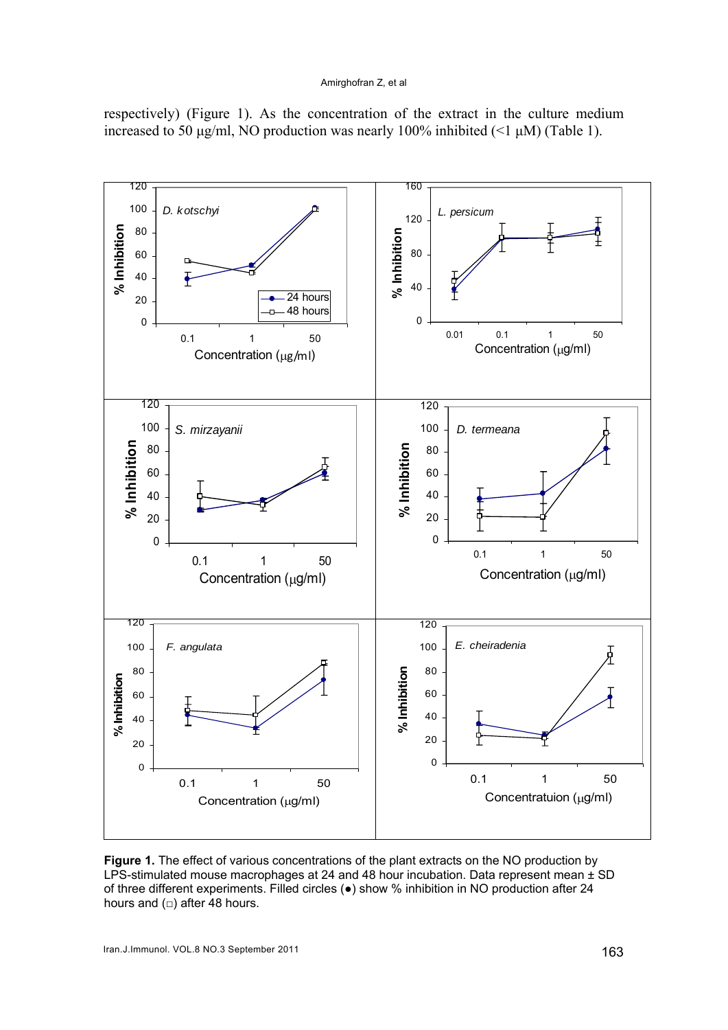respectively) (Figure 1). As the concentration of the extract in the culture medium increased to 50 μg/ml, NO production was nearly 100% inhibited (<1 μM) (Table 1).

**Figure 1.** The effect of various concentrations of the plant extracts on the NO production by LPS-stimulated mouse macrophages at 24 and 48 hour incubation. Data represent mean ± SD of three different experiments. Filled circles (●) show % inhibition in NO production after 24 hours and (□) after 48 hours.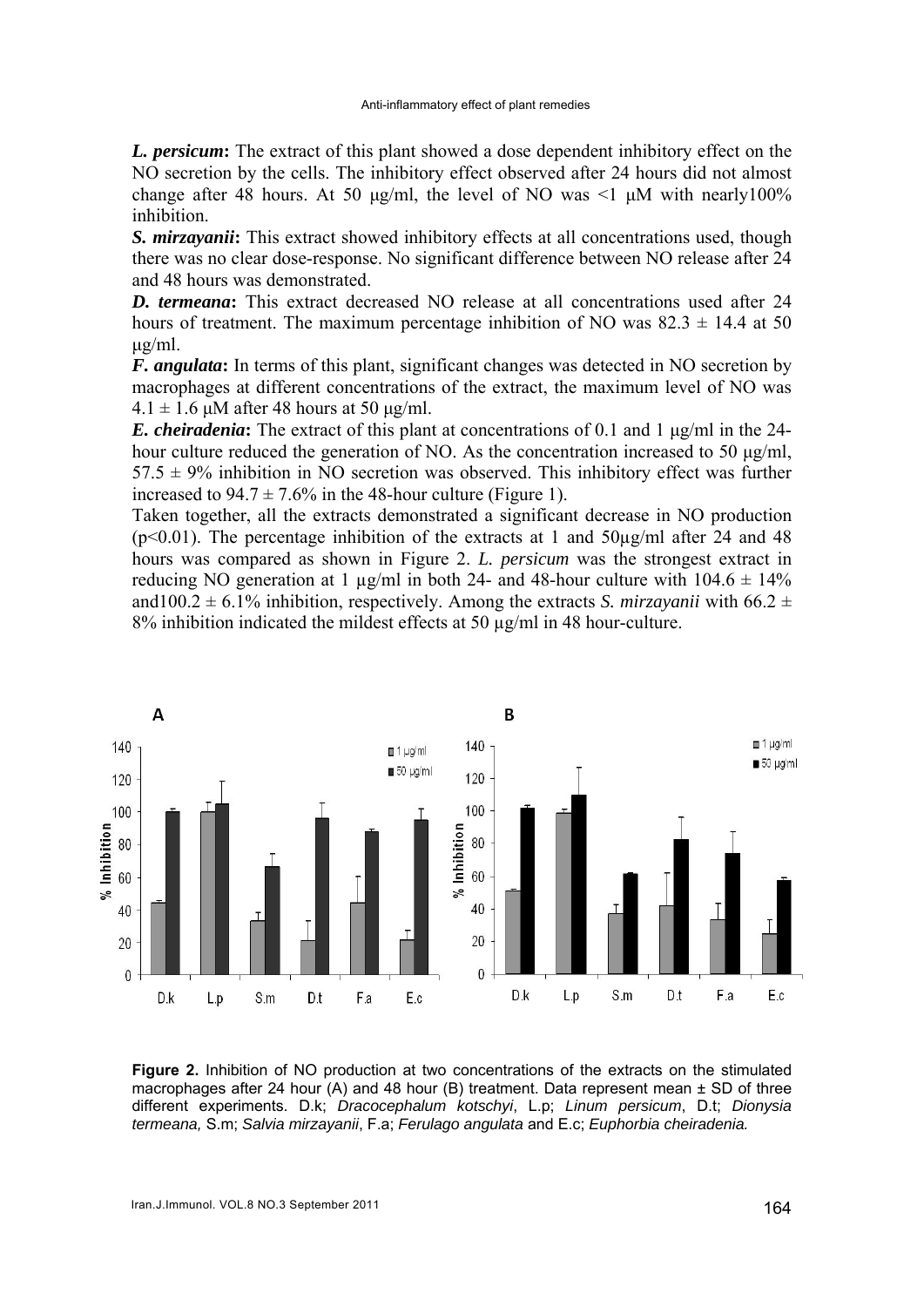***L. persicum*:** The extract of this plant showed a dose dependent inhibitory effect on the NO secretion by the cells. The inhibitory effect observed after 24 hours did not almost change after 48 hours. At 50 μg/ml, the level of NO was <1 μM with nearly100% inhibition.

***S. mirzayanii*:** This extract showed inhibitory effects at all concentrations used, though there was no clear dose-response. No significant difference between NO release after 24 and 48 hours was demonstrated.

***D. termeana*:** This extract decreased NO release at all concentrations used after 24 hours of treatment. The maximum percentage inhibition of NO was 82.3 ± 14.4 at 50 μg/ml.

***F. angulata*:** In terms of this plant, significant changes was detected in NO secretion by macrophages at different concentrations of the extract, the maximum level of NO was 4.1 ± 1.6 μM after 48 hours at 50 μg/ml.

***E. cheiradenia*:** The extract of this plant at concentrations of 0.1 and 1 μg/ml in the 24-hour culture reduced the generation of NO. As the concentration increased to 50 μg/ml, 57.5 ± 9% inhibition in NO secretion was observed. This inhibitory effect was further increased to 94.7 ± 7.6% in the 48-hour culture (Figure 1).

Taken together, all the extracts demonstrated a significant decrease in NO production ($p<0.01$). The percentage inhibition of the extracts at 1 and 50μg/ml after 24 and 48 hours was compared as shown in Figure 2. *L. persicum* was the strongest extract in reducing NO generation at 1 μg/ml in both 24- and 48-hour culture with 104.6 ± 14% and100.2 ± 6.1% inhibition, respectively. Among the extracts *S. mirzayanii* with 66.2 ± 8% inhibition indicated the mildest effects at 50 μg/ml in 48 hour-culture.

**Figure 2.** Inhibition of NO production at two concentrations of the extracts on the stimulated macrophages after 24 hour (A) and 48 hour (B) treatment. Data represent mean ± SD of three different experiments. D.k; *Dracocephalum kotschyi*, L.p; *Linum persicum*, D.t; *Dionysia termeana,* S.m; *Salvia mirzayanii*, F.a; *Ferulago angulata* and E.c; *Euphorbia cheiradenia.*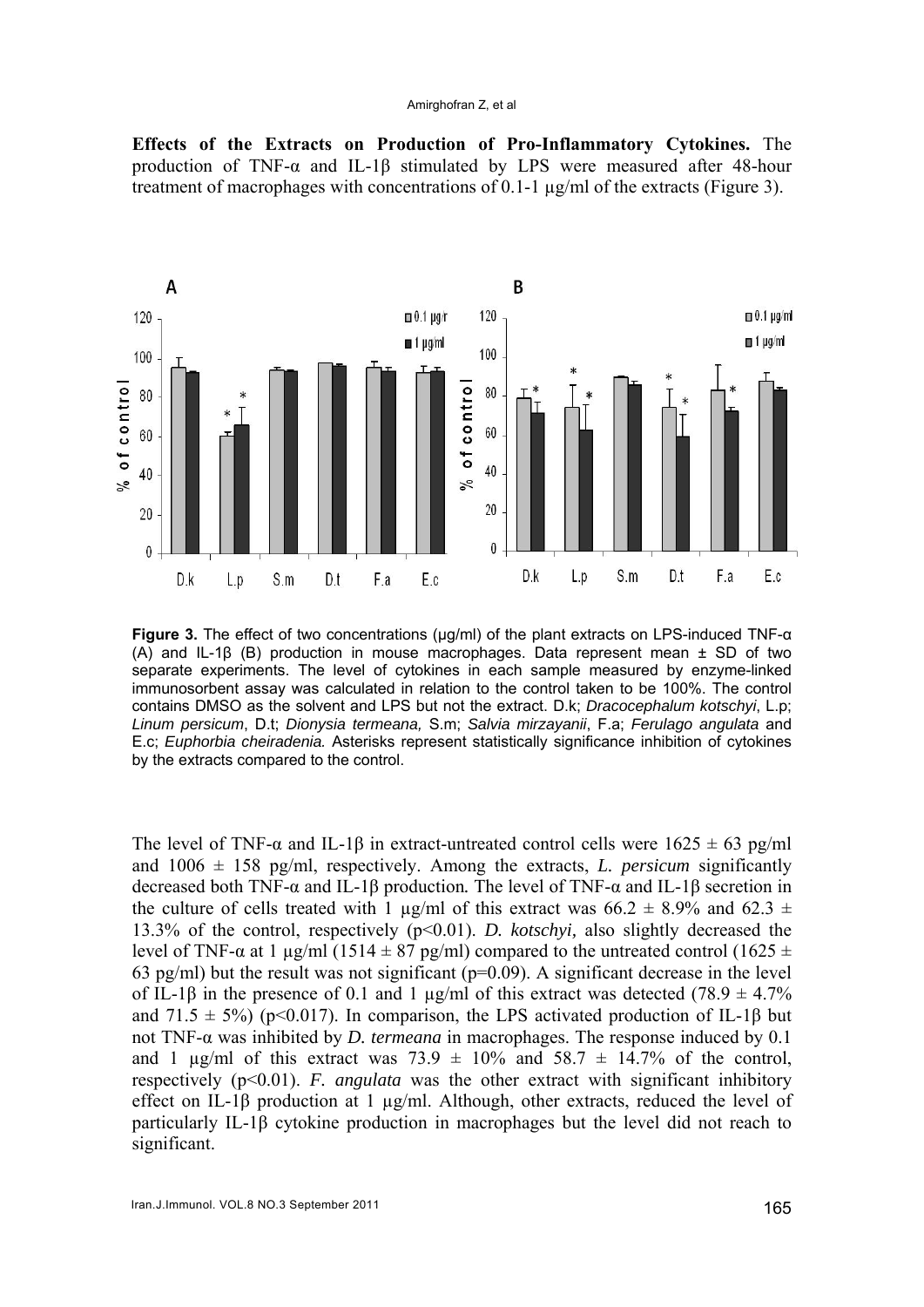**Effects of the Extracts on Production of Pro-Inflammatory Cytokines.** The production of TNF-α and IL-1β stimulated by LPS were measured after 48-hour treatment of macrophages with concentrations of 0.1-1 µg/ml of the extracts (Figure 3).

**Figure 3.** The effect of two concentrations (µg/ml) of the plant extracts on LPS-induced TNF-α (A) and IL-1β (B) production in mouse macrophages. Data represent mean ± SD of two separate experiments. The level of cytokines in each sample measured by enzyme-linked immunosorbent assay was calculated in relation to the control taken to be 100%. The control contains DMSO as the solvent and LPS but not the extract. D.k; *Dracocephalum kotschyi*, L.p; *Linum persicum*, D.t; *Dionysia termeana,* S.m; *Salvia mirzayanii*, F.a; *Ferulago angulata* and E.c; *Euphorbia cheiradenia.* Asterisks represent statistically significance inhibition of cytokines by the extracts compared to the control.

The level of TNF-α and IL-1β in extract-untreated control cells were 1625 ± 63 pg/ml and 1006 ± 158 pg/ml, respectively. Among the extracts, *L. persicum* significantly decreased both TNF-α and IL-1β production. The level of TNF-α and IL-1β secretion in the culture of cells treated with 1 µg/ml of this extract was 66.2 ± 8.9% and 62.3 ± 13.3% of the control, respectively ($p<0.01$). *D. kotschyi,* also slightly decreased the level of TNF-α at 1 µg/ml (1514 ± 87 pg/ml) compared to the untreated control (1625 ± 63 pg/ml) but the result was not significant ($p=0.09$). A significant decrease in the level of IL-1β in the presence of 0.1 and 1 µg/ml of this extract was detected (78.9 ± 4.7% and 71.5 ± 5%) ($p<0.017$). In comparison, the LPS activated production of IL-1β but not TNF-α was inhibited by *D. termeana* in macrophages. The response induced by 0.1 and 1 µg/ml of this extract was 73.9 ± 10% and 58.7 ± 14.7% of the control, respectively ($p<0.01$). *F. angulata* was the other extract with significant inhibitory effect on IL-1β production at 1 µg/ml. Although, other extracts, reduced the level of particularly IL-1β cytokine production in macrophages but the level did not reach to significant.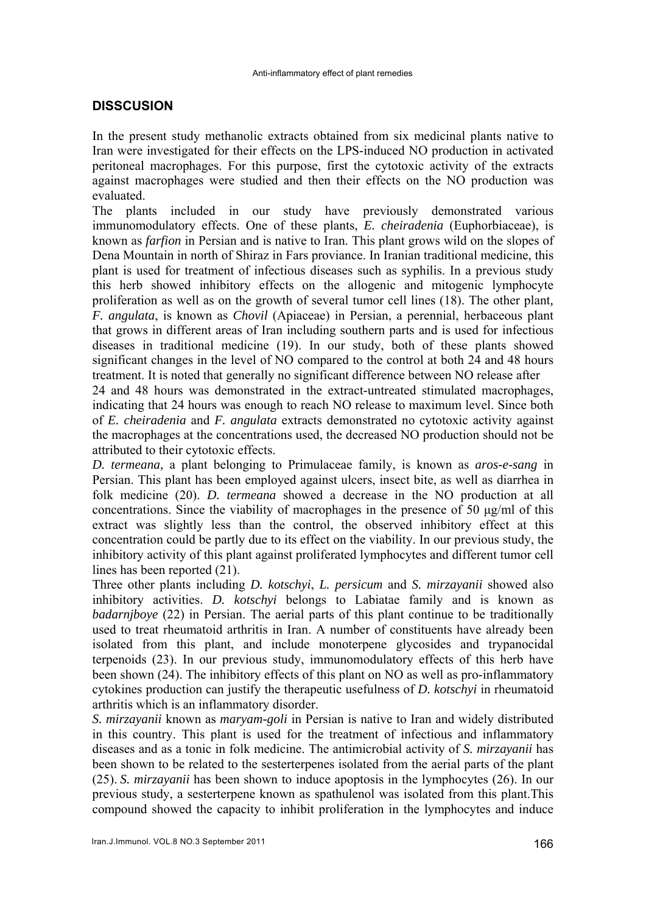## DISSCUSION

In the present study methanolic extracts obtained from six medicinal plants native to Iran were investigated for their effects on the LPS-induced NO production in activated peritoneal macrophages. For this purpose, first the cytotoxic activity of the extracts against macrophages were studied and then their effects on the NO production was evaluated.

The plants included in our study have previously demonstrated various immunomodulatory effects. One of these plants, *E. cheiradenia* (Euphorbiaceae), is known as *farfion* in Persian and is native to Iran. This plant grows wild on the slopes of Dena Mountain in north of Shiraz in Fars proviance. In Iranian traditional medicine, this plant is used for treatment of infectious diseases such as syphilis. In a previous study this herb showed inhibitory effects on the allogenic and mitogenic lymphocyte proliferation as well as on the growth of several tumor cell lines (18). The other plant, *F. angulata*, is known as *Chovil* (Apiaceae) in Persian, a perennial, herbaceous plant that grows in different areas of Iran including southern parts and is used for infectious diseases in traditional medicine (19). In our study, both of these plants showed significant changes in the level of NO compared to the control at both 24 and 48 hours treatment. It is noted that generally no significant difference between NO release after 24 and 48 hours was demonstrated in the extract-untreated stimulated macrophages, indicating that 24 hours was enough to reach NO release to maximum level. Since both of *E. cheiradenia* and *F. angulata* extracts demonstrated no cytotoxic activity against the macrophages at the concentrations used, the decreased NO production should not be attributed to their cytotoxic effects.

*D. termeana,* a plant belonging to Primulaceae family, is known as *aros-e-sang* in Persian. This plant has been employed against ulcers, insect bite, as well as diarrhea in folk medicine (20). *D. termeana* showed a decrease in the NO production at all concentrations. Since the viability of macrophages in the presence of 50 µg/ml of this extract was slightly less than the control, the observed inhibitory effect at this concentration could be partly due to its effect on the viability. In our previous study, the inhibitory activity of this plant against proliferated lymphocytes and different tumor cell lines has been reported (21).

Three other plants including *D. kotschyi*, *L. persicum* and *S. mirzayanii* showed also inhibitory activities. *D. kotschyi* belongs to Labiatae family and is known as *badarnjboye* (22) in Persian. The aerial parts of this plant continue to be traditionally used to treat rheumatoid arthritis in Iran. A number of constituents have already been isolated from this plant, and include monoterpene glycosides and trypanocidal terpenoids (23). In our previous study, immunomodulatory effects of this herb have been shown (24). The inhibitory effects of this plant on NO as well as pro-inflammatory cytokines production can justify the therapeutic usefulness of *D. kotschyi* in rheumatoid arthritis which is an inflammatory disorder.

*S. mirzayanii* known as *maryam-goli* in Persian is native to Iran and widely distributed in this country. This plant is used for the treatment of infectious and inflammatory diseases and as a tonic in folk medicine. The antimicrobial activity of *S. mirzayanii* has been shown to be related to the sesterterpenes isolated from the aerial parts of the plant (25). *S. mirzayanii* has been shown to induce apoptosis in the lymphocytes (26). In our previous study, a sesterterpene known as spathulenol was isolated from this plant.This compound showed the capacity to inhibit proliferation in the lymphocytes and induce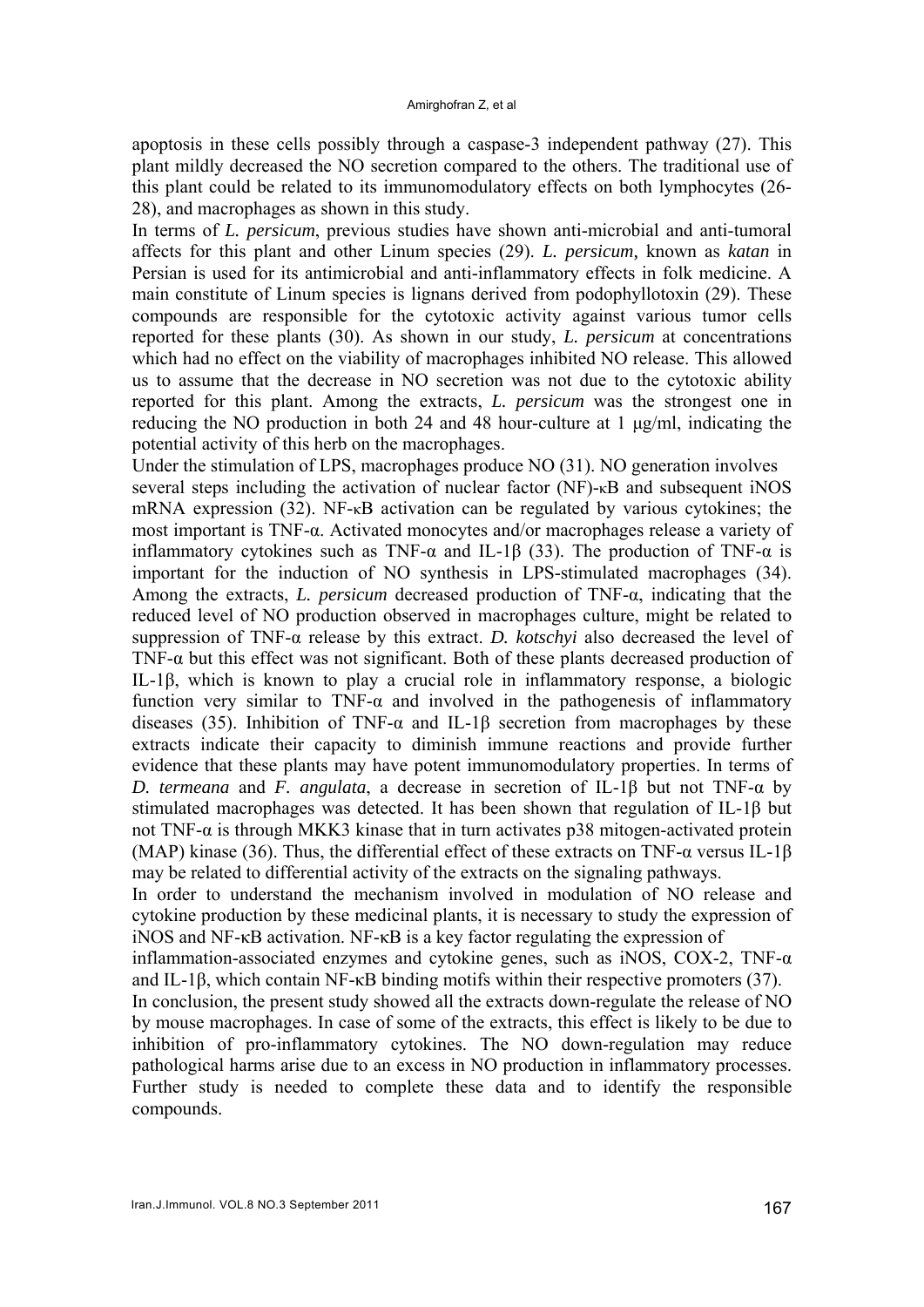apoptosis in these cells possibly through a caspase-3 independent pathway (27). This plant mildly decreased the NO secretion compared to the others. The traditional use of this plant could be related to its immunomodulatory effects on both lymphocytes (26-28), and macrophages as shown in this study.

In terms of *L. persicum*, previous studies have shown anti-microbial and anti-tumoral affects for this plant and other Linum species (29). *L. persicum*, known as *katan* in Persian is used for its antimicrobial and anti-inflammatory effects in folk medicine. A main constitute of Linum species is lignans derived from podophyllotoxin (29). These compounds are responsible for the cytotoxic activity against various tumor cells reported for these plants (30). As shown in our study, *L. persicum* at concentrations which had no effect on the viability of macrophages inhibited NO release. This allowed us to assume that the decrease in NO secretion was not due to the cytotoxic ability reported for this plant. Among the extracts, *L. persicum* was the strongest one in reducing the NO production in both 24 and 48 hour-culture at 1 μg/ml, indicating the potential activity of this herb on the macrophages.

Under the stimulation of LPS, macrophages produce NO (31). NO generation involves several steps including the activation of nuclear factor (NF)-κB and subsequent iNOS mRNA expression (32). NF-κB activation can be regulated by various cytokines; the most important is TNF-α. Activated monocytes and/or macrophages release a variety of inflammatory cytokines such as TNF-α and IL-1β (33). The production of TNF-α is important for the induction of NO synthesis in LPS-stimulated macrophages (34). Among the extracts, *L. persicum* decreased production of TNF-α, indicating that the reduced level of NO production observed in macrophages culture, might be related to suppression of TNF-α release by this extract. *D. kotschyi* also decreased the level of TNF-α but this effect was not significant. Both of these plants decreased production of IL-1β, which is known to play a crucial role in inflammatory response, a biologic function very similar to TNF-α and involved in the pathogenesis of inflammatory diseases (35). Inhibition of TNF-α and IL-1β secretion from macrophages by these extracts indicate their capacity to diminish immune reactions and provide further evidence that these plants may have potent immunomodulatory properties. In terms of *D. termeana* and *F. angulata*, a decrease in secretion of IL-1β but not TNF-α by stimulated macrophages was detected. It has been shown that regulation of IL-1β but not TNF-α is through MKK3 kinase that in turn activates p38 mitogen-activated protein (MAP) kinase (36). Thus, the differential effect of these extracts on TNF-α versus IL-1β may be related to differential activity of the extracts on the signaling pathways.

In order to understand the mechanism involved in modulation of NO release and cytokine production by these medicinal plants, it is necessary to study the expression of iNOS and NF-κB activation. NF-κB is a key factor regulating the expression of inflammation-associated enzymes and cytokine genes, such as iNOS, COX-2, TNF-α and IL-1β, which contain NF-κB binding motifs within their respective promoters (37).

In conclusion, the present study showed all the extracts down-regulate the release of NO by mouse macrophages. In case of some of the extracts, this effect is likely to be due to inhibition of pro-inflammatory cytokines. The NO down-regulation may reduce pathological harms arise due to an excess in NO production in inflammatory processes. Further study is needed to complete these data and to identify the responsible compounds.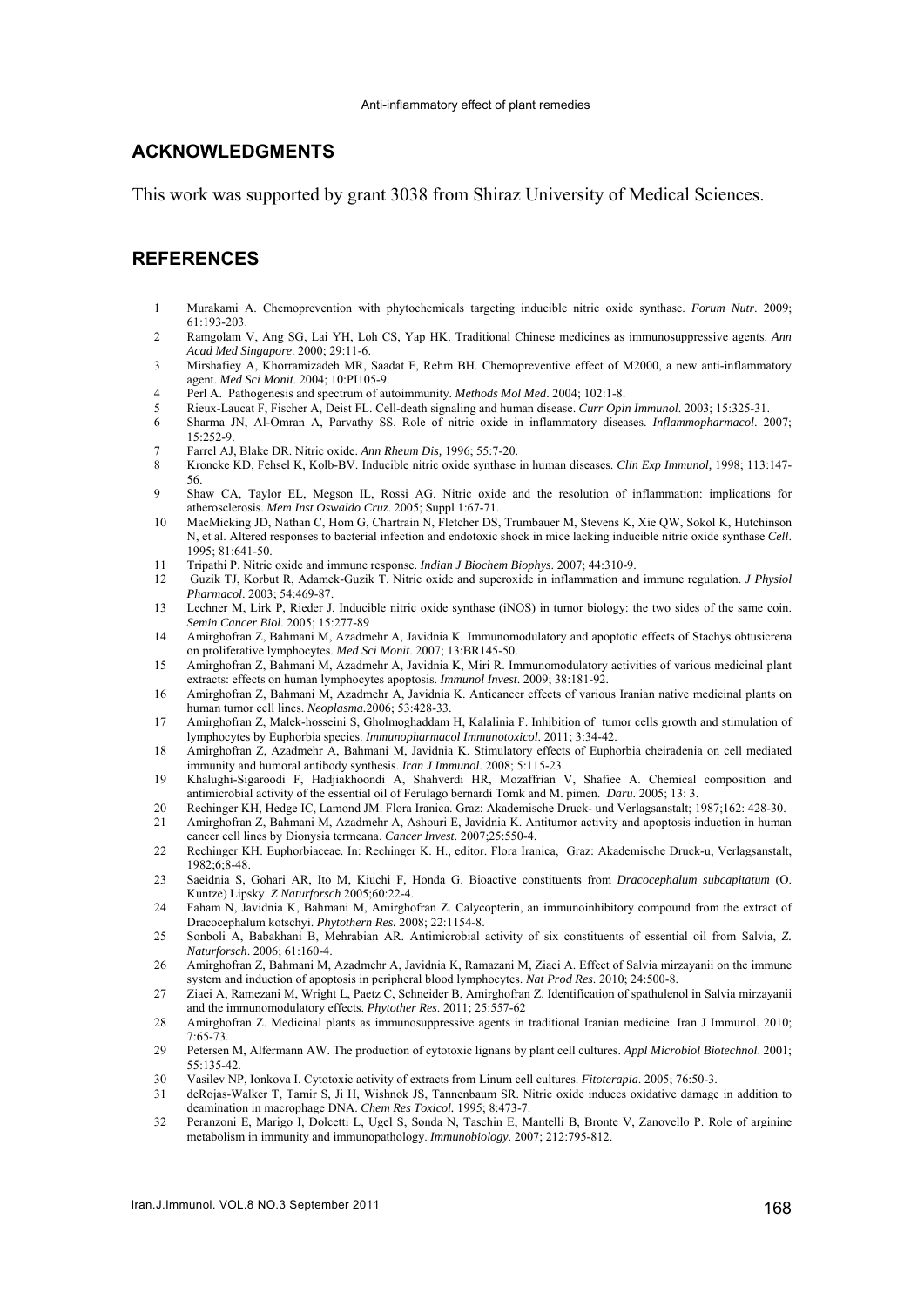## ACKNOWLEDGMENTS

This work was supported by grant 3038 from Shiraz University of Medical Sciences.

## REFERENCES

1. Murakami A. Chemoprevention with phytochemicals targeting inducible nitric oxide synthase. *Forum Nutr*. 2009; 61:193-203.
2. Ramgolam V, Ang SG, Lai YH, Loh CS, Yap HK. Traditional Chinese medicines as immunosuppressive agents. *Ann Acad Med Singapore*. 2000; 29:11-6.
3. Mirshafiey A, Khorramizadeh MR, Saadat F, Rehm BH. Chemopreventive effect of M2000, a new anti-inflammatory agent. *Med Sci Monit*. 2004; 10:PI105-9.
4. Perl A. Pathogenesis and spectrum of autoimmunity. *Methods Mol Med*. 2004; 102:1-8.
5. Rieux-Laucat F, Fischer A, Deist FL. Cell-death signaling and human disease. *Curr Opin Immunol*. 2003; 15:325-31.
6. Sharma JN, Al-Omran A, Parvathy SS. Role of nitric oxide in inflammatory diseases. *Inflammopharmacol*. 2007; 15:252-9.
7. Farrel AJ, Blake DR. Nitric oxide. *Ann Rheum Dis,* 1996; 55:7-20.
8. Kroncke KD, Fehsel K, Kolb-BV. Inducible nitric oxide synthase in human diseases. *Clin Exp Immunol,* 1998; 113:147-56.
9. Shaw CA, Taylor EL, Megson IL, Rossi AG. Nitric oxide and the resolution of inflammation: implications for atherosclerosis. *Mem Inst Oswaldo Cruz*. 2005; Suppl 1:67-71.
10. MacMicking JD, Nathan C, Hom G, Chartrain N, Fletcher DS, Trumbauer M, Stevens K, Xie QW, Sokol K, Hutchinson N, et al. Altered responses to bacterial infection and endotoxic shock in mice lacking inducible nitric oxide synthase *Cell*. 1995; 81:641-50.
11. Tripathi P. Nitric oxide and immune response. *Indian J Biochem Biophys*. 2007; 44:310-9.
12. Guzik TJ, Korbut R, Adamek-Guzik T. Nitric oxide and superoxide in inflammation and immune regulation. *J Physiol Pharmacol*. 2003; 54:469-87.
13. Lechner M, Lirk P, Rieder J. Inducible nitric oxide synthase (iNOS) in tumor biology: the two sides of the same coin. *Semin Cancer Biol*. 2005; 15:277-89
14. Amirghofran Z, Bahmani M, Azadmehr A, Javidnia K. Immunomodulatory and apoptotic effects of Stachys obtusicrena on proliferative lymphocytes. *Med Sci Monit*. 2007; 13:BR145-50.
15. Amirghofran Z, Bahmani M, Azadmehr A, Javidnia K, Miri R. Immunomodulatory activities of various medicinal plant extracts: effects on human lymphocytes apoptosis. *Immunol Invest*. 2009; 38:181-92.
16. Amirghofran Z, Bahmani M, Azadmehr A, Javidnia K. Anticancer effects of various Iranian native medicinal plants on human tumor cell lines. *Neoplasma*.2006; 53:428-33.
17. Amirghofran Z, Malek-hosseini S, Gholmoghaddam H, Kalalinia F. Inhibition of tumor cells growth and stimulation of lymphocytes by Euphorbia species. *Immunopharmacol Immunotoxicol*. 2011; 3:34-42.
18. Amirghofran Z, Azadmehr A, Bahmani M, Javidnia K. Stimulatory effects of Euphorbia cheiradenia on cell mediated immunity and humoral antibody synthesis. *Iran J Immunol*. 2008; 5:115-23.
19. Khalughi-Sigaroodi F, Hadjiakhoondi A, Shahverdi HR, Mozaffrian V, Shafiee A. Chemical composition and antimicrobial activity of the essential oil of Ferulago bernardi Tomk and M. pimen. *Daru*. 2005; 13: 3.
20. Rechinger KH, Hedge IC, Lamond JM. Flora Iranica. Graz: Akademische Druck- und Verlagsanstalt; 1987;162: 428-30.
21. Amirghofran Z, Bahmani M, Azadmehr A, Ashouri E, Javidnia K. Antitumor activity and apoptosis induction in human cancer cell lines by Dionysia termeana. *Cancer Invest*. 2007;25:550-4.
22. Rechinger KH. Euphorbiaceae. In: Rechinger K. H., editor. Flora Iranica, Graz: Akademische Druck-u, Verlagsanstalt, 1982;6;8-48.
23. Saeidnia S, Gohari AR, Ito M, Kiuchi F, Honda G. Bioactive constituents from *Dracocephalum subcapitatum* (O. Kuntze) Lipsky. *Z Naturforsch* 2005;60:22-4.
24. Faham N, Javidnia K, Bahmani M, Amirghofran Z. Calycopterin, an immunoinhibitory compound from the extract of Dracocephalum kotschyi. *Phytothern Res.* 2008; 22:1154-8.
25. Sonboli A, Babakhani B, Mehrabian AR. Antimicrobial activity of six constituents of essential oil from Salvia, *Z. Naturforsch*. 2006; 61:160-4.
26. Amirghofran Z, Bahmani M, Azadmehr A, Javidnia K, Ramazani M, Ziaei A. Effect of Salvia mirzayanii on the immune system and induction of apoptosis in peripheral blood lymphocytes. *Nat Prod Res*. 2010; 24:500-8.
27. Ziaei A, Ramezani M, Wright L, Paetz C, Schneider B, Amirghofran Z. Identification of spathulenol in Salvia mirzayanii and the immunomodulatory effects. *Phytother Res*. 2011; 25:557-62
28. Amirghofran Z. Medicinal plants as immunosuppressive agents in traditional Iranian medicine. Iran J Immunol. 2010; 7:65-73.
29. Petersen M, Alfermann AW. The production of cytotoxic lignans by plant cell cultures. *Appl Microbiol Biotechnol*. 2001; 55:135-42.
30. Vasilev NP, Ionkova I. Cytotoxic activity of extracts from Linum cell cultures. *Fitoterapia*. 2005; 76:50-3.
31. deRojas-Walker T, Tamir S, Ji H, Wishnok JS, Tannenbaum SR. Nitric oxide induces oxidative damage in addition to deamination in macrophage DNA. *Chem Res Toxicol*. 1995; 8:473-7.
32. Peranzoni E, Marigo I, Dolcetti L, Ugel S, Sonda N, Taschin E, Mantelli B, Bronte V, Zanovello P. Role of arginine metabolism in immunity and immunopathology. *Immunobiology*. 2007; 212:795-812.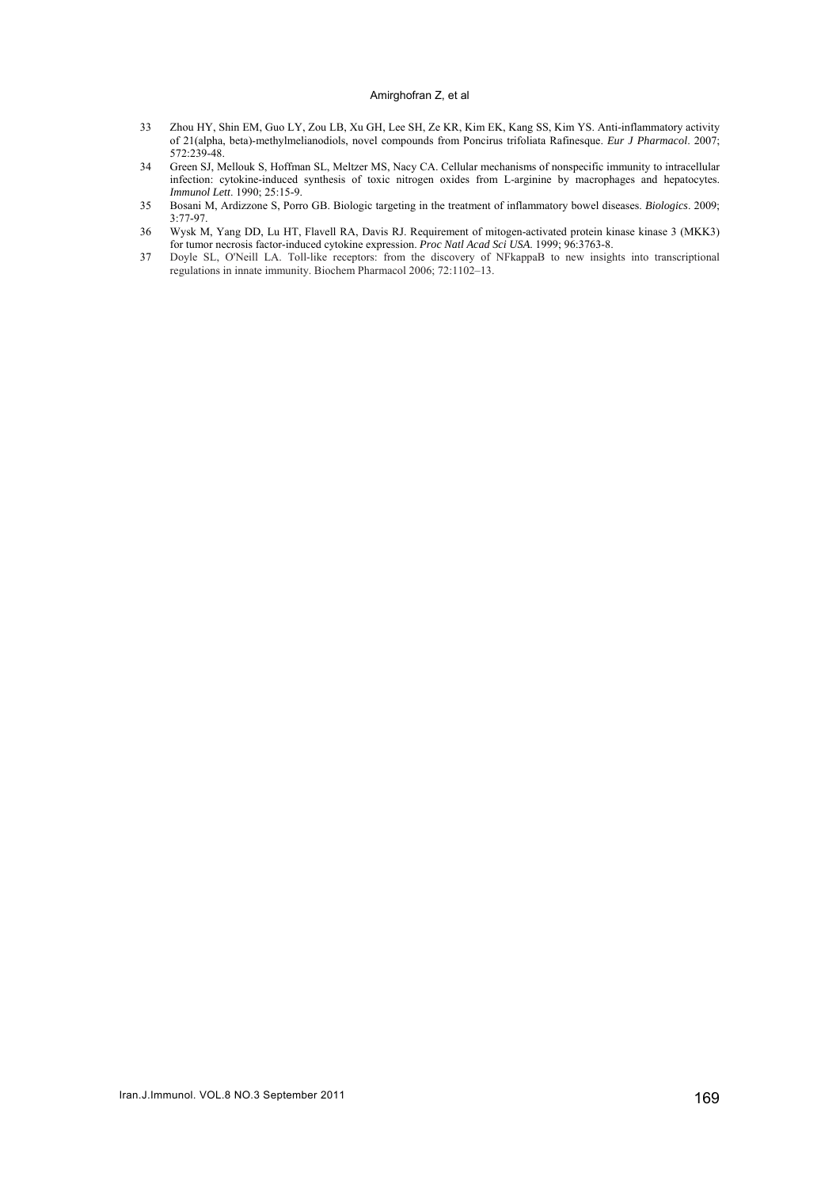33 Zhou HY, Shin EM, Guo LY, Zou LB, Xu GH, Lee SH, Ze KR, Kim EK, Kang SS, Kim YS. Anti-inflammatory activity of 21(alpha, beta)-methylmelianodiols, novel compounds from Poncirus trifoliata Rafinesque. *Eur J Pharmacol*. 2007; 572:239-48.

34 Green SJ, Mellouk S, Hoffman SL, Meltzer MS, Nacy CA. Cellular mechanisms of nonspecific immunity to intracellular infection: cytokine-induced synthesis of toxic nitrogen oxides from L-arginine by macrophages and hepatocytes. *Immunol Lett*. 1990; 25:15-9.

35 Bosani M, Ardizzone S, Porro GB. Biologic targeting in the treatment of inflammatory bowel diseases. *Biologics*. 2009; 3:77-97.

36 Wysk M, Yang DD, Lu HT, Flavell RA, Davis RJ. Requirement of mitogen-activated protein kinase kinase 3 (MKK3) for tumor necrosis factor-induced cytokine expression. *Proc Natl Acad Sci USA*. 1999; 96:3763-8.

37 Doyle SL, O'Neill LA. Toll-like receptors: from the discovery of NFkappaB to new insights into transcriptional regulations in innate immunity. Biochem Pharmacol 2006; 72:1102–13.